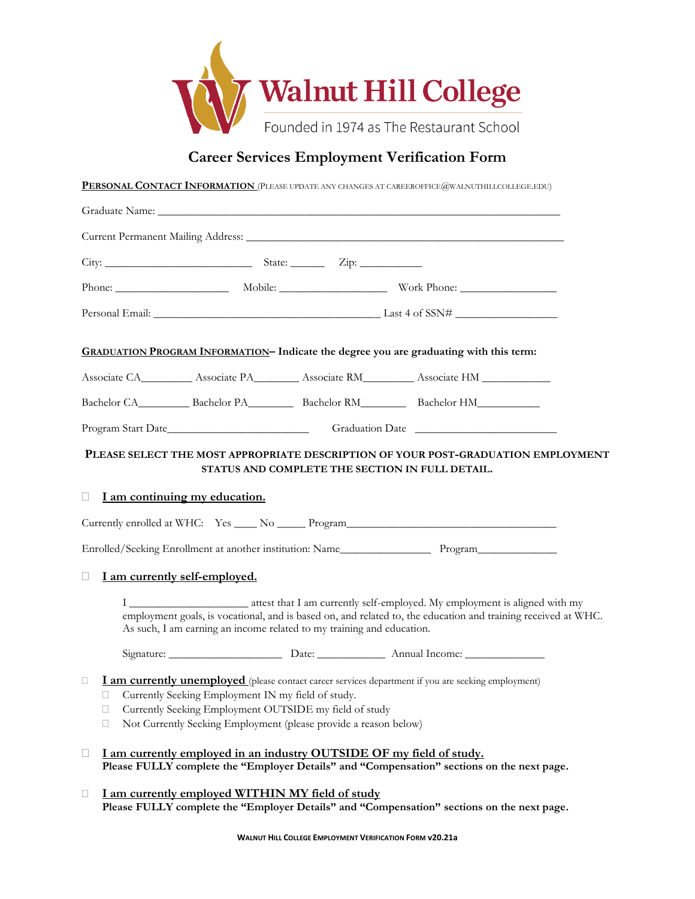# Walnut Hill College

Founded in 1974 as The Restaurant School

## Career Services Employment Verification Form

**PERSONAL CONTACT INFORMATION** (PLEASE UPDATE ANY CHANGES AT CAREEROFFICE@WALNUTHILLCOLLEGE.EDU)

Graduate Name: ___________________________________________________________________________

Current Permanent Mailing Address: ____________________________________________________________

City: ___________________________ State: _______ Zip: ____________

Phone: _____________________ Mobile: ____________________ Work Phone: __________________

Personal Email: __________________________________________ Last 4 of SSN# ___________________

**GRADUATION PROGRAM INFORMATION– Indicate the degree you are graduating with this term:**

Associate CA_________ Associate PA________ Associate RM_________ Associate HM ____________

Bachelor CA_________ Bachelor PA________ Bachelor RM________ Bachelor HM___________

Program Start Date_________________________ Graduation Date _________________________

**PLEASE SELECT THE MOST APPROPRIATE DESCRIPTION OF YOUR POST-GRADUATION EMPLOYMENT STATUS AND COMPLETE THE SECTION IN FULL DETAIL.**

☐ **I am continuing my education.**

Currently enrolled at WHC: Yes ____ No _____ Program______________________________________

Enrolled/Seeking Enrollment at another institution: Name________________ Program______________

☐ **I am currently self-employed.**

I _____________________ attest that I am currently self-employed. My employment is aligned with my employment goals, is vocational, and is based on, and related to, the education and training received at WHC. As such, I am earning an income related to my training and education.

Signature: ____________________ Date: ____________ Annual Income: ______________

☐ **I am currently unemployed** (please contact career services department if you are seeking employment)

- ☐ Currently Seeking Employment IN my field of study.
- ☐ Currently Seeking Employment OUTSIDE my field of study
- ☐ Not Currently Seeking Employment (please provide a reason below)

☐ **I am currently employed in an industry OUTSIDE OF my field of study.**
**Please FULLY complete the "Employer Details" and "Compensation" sections on the next page.**

☐ **I am currently employed WITHIN MY field of study**
**Please FULLY complete the "Employer Details" and "Compensation" sections on the next page.**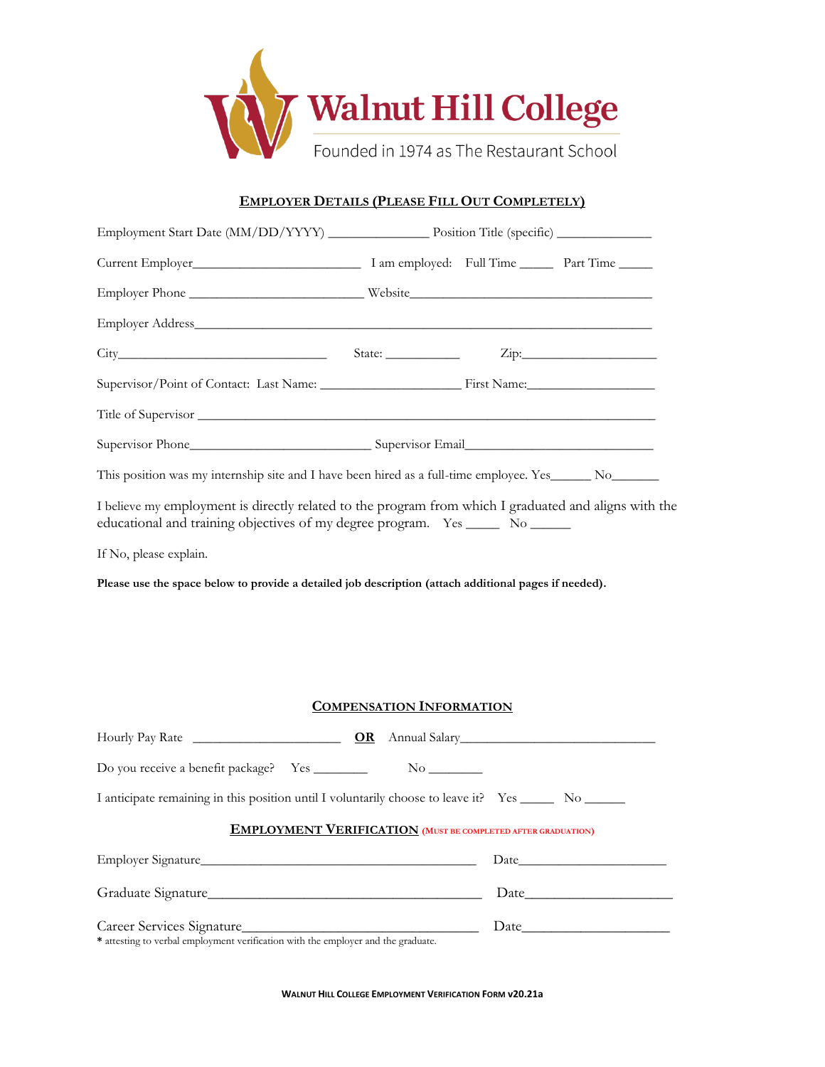Walnut Hill College

Founded in 1974 as The Restaurant School

## EMPLOYER DETAILS (PLEASE FILL OUT COMPLETELY)

Employment Start Date (MM/DD/YYYY) _______________ Position Title (specific) _______________

Current Employer__________________________ I am employed: Full Time _____ Part Time _____

Employer Phone ___________________________ Website_____________________________________

Employer Address_______________________________________________________________________

City_________________________________ State: ____________ Zip:_____________________

Supervisor/Point of Contact: Last Name: _____________________ First Name:____________________

Title of Supervisor _____________________________________________________________________

Supervisor Phone____________________________ Supervisor Email_____________________________

This position was my internship site and I have been hired as a full-time employee. Yes______ No_______

I believe my employment is directly related to the program from which I graduated and aligns with the educational and training objectives of my degree program. Yes _____ No ______

If No, please explain.

**Please use the space below to provide a detailed job description (attach additional pages if needed).**

## COMPENSATION INFORMATION

Hourly Pay Rate ______________________ **OR** Annual Salary_____________________________

Do you receive a benefit package? Yes ________ No ________

I anticipate remaining in this position until I voluntarily choose to leave it? Yes _____ No ______

## EMPLOYMENT VERIFICATION (MUST BE COMPLETED AFTER GRADUATION)

Employer Signature__________________________________________ Date_____________________

Graduate Signature__________________________________________ Date_____________________

Career Services Signature____________________________________ Date_____________________

* attesting to verbal employment verification with the employer and the graduate.

WALNUT HILL COLLEGE EMPLOYMENT VERIFICATION FORM v20.21a